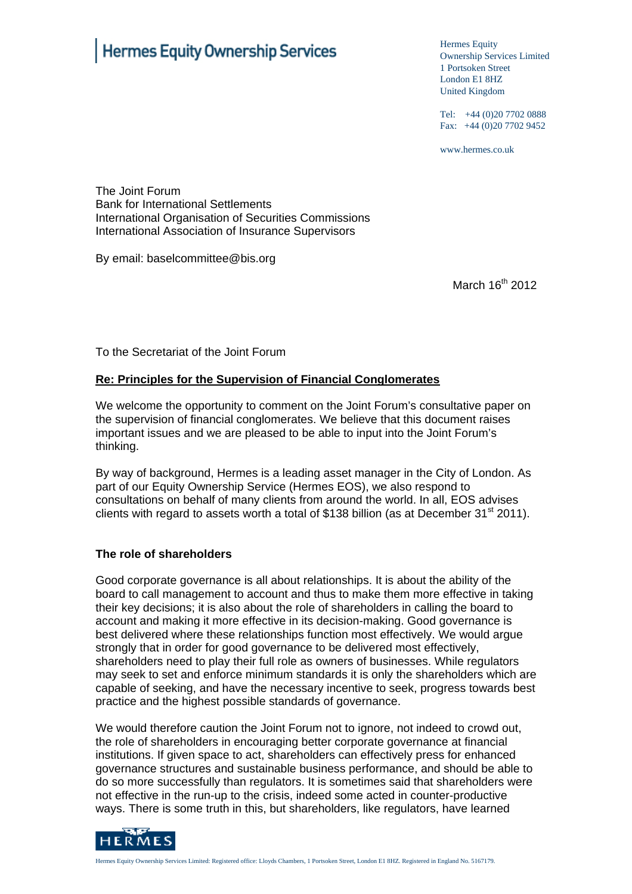# Hermes Equity Ownership Services

Hermes Equity
Ownership Services Limited
1 Portsoken Street
London E1 8HZ
United Kingdom

Tel: +44 (0)20 7702 0888
Fax: +44 (0)20 7702 9452

www.hermes.co.uk

The Joint Forum
Bank for International Settlements
International Organisation of Securities Commissions
International Association of Insurance Supervisors

By email: baselcommittee@bis.org

March 16th 2012

To the Secretariat of the Joint Forum

**Re: Principles for the Supervision of Financial Conglomerates**

We welcome the opportunity to comment on the Joint Forum's consultative paper on the supervision of financial conglomerates. We believe that this document raises important issues and we are pleased to be able to input into the Joint Forum's thinking.

By way of background, Hermes is a leading asset manager in the City of London. As part of our Equity Ownership Service (Hermes EOS), we also respond to consultations on behalf of many clients from around the world. In all, EOS advises clients with regard to assets worth a total of $138 billion (as at December 31st 2011).

**The role of shareholders**

Good corporate governance is all about relationships. It is about the ability of the board to call management to account and thus to make them more effective in taking their key decisions; it is also about the role of shareholders in calling the board to account and making it more effective in its decision-making. Good governance is best delivered where these relationships function most effectively. We would argue strongly that in order for good governance to be delivered most effectively, shareholders need to play their full role as owners of businesses. While regulators may seek to set and enforce minimum standards it is only the shareholders which are capable of seeking, and have the necessary incentive to seek, progress towards best practice and the highest possible standards of governance.

We would therefore caution the Joint Forum not to ignore, not indeed to crowd out, the role of shareholders in encouraging better corporate governance at financial institutions. If given space to act, shareholders can effectively press for enhanced governance structures and sustainable business performance, and should be able to do so more successfully than regulators. It is sometimes said that shareholders were not effective in the run-up to the crisis, indeed some acted in counter-productive ways. There is some truth in this, but shareholders, like regulators, have learned

Hermes Equity Ownership Services Limited: Registered office: Lloyds Chambers, 1 Portsoken Street, London E1 8HZ. Registered in England No. 5167179.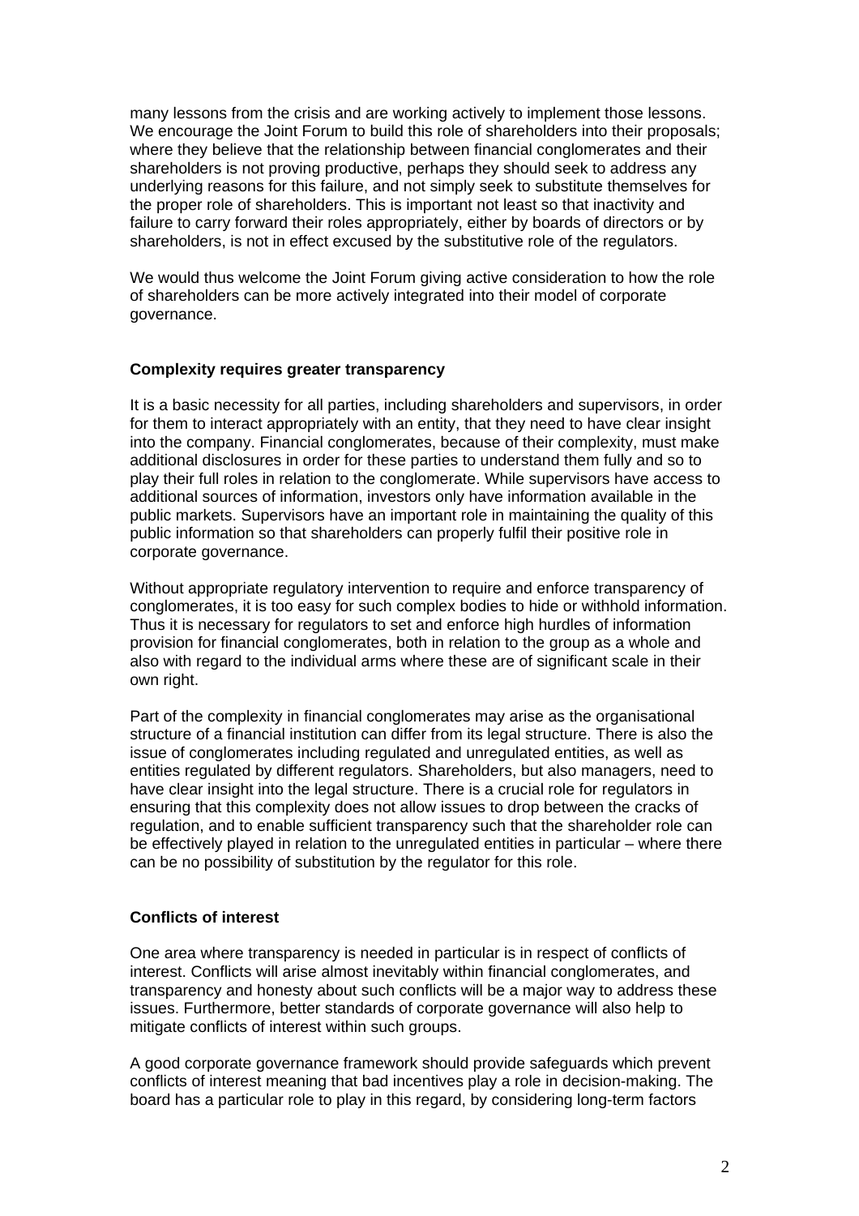many lessons from the crisis and are working actively to implement those lessons. We encourage the Joint Forum to build this role of shareholders into their proposals; where they believe that the relationship between financial conglomerates and their shareholders is not proving productive, perhaps they should seek to address any underlying reasons for this failure, and not simply seek to substitute themselves for the proper role of shareholders. This is important not least so that inactivity and failure to carry forward their roles appropriately, either by boards of directors or by shareholders, is not in effect excused by the substitutive role of the regulators.

We would thus welcome the Joint Forum giving active consideration to how the role of shareholders can be more actively integrated into their model of corporate governance.

**Complexity requires greater transparency**

It is a basic necessity for all parties, including shareholders and supervisors, in order for them to interact appropriately with an entity, that they need to have clear insight into the company. Financial conglomerates, because of their complexity, must make additional disclosures in order for these parties to understand them fully and so to play their full roles in relation to the conglomerate. While supervisors have access to additional sources of information, investors only have information available in the public markets. Supervisors have an important role in maintaining the quality of this public information so that shareholders can properly fulfil their positive role in corporate governance.

Without appropriate regulatory intervention to require and enforce transparency of conglomerates, it is too easy for such complex bodies to hide or withhold information. Thus it is necessary for regulators to set and enforce high hurdles of information provision for financial conglomerates, both in relation to the group as a whole and also with regard to the individual arms where these are of significant scale in their own right.

Part of the complexity in financial conglomerates may arise as the organisational structure of a financial institution can differ from its legal structure. There is also the issue of conglomerates including regulated and unregulated entities, as well as entities regulated by different regulators. Shareholders, but also managers, need to have clear insight into the legal structure. There is a crucial role for regulators in ensuring that this complexity does not allow issues to drop between the cracks of regulation, and to enable sufficient transparency such that the shareholder role can be effectively played in relation to the unregulated entities in particular – where there can be no possibility of substitution by the regulator for this role.

**Conflicts of interest**

One area where transparency is needed in particular is in respect of conflicts of interest. Conflicts will arise almost inevitably within financial conglomerates, and transparency and honesty about such conflicts will be a major way to address these issues. Furthermore, better standards of corporate governance will also help to mitigate conflicts of interest within such groups.

A good corporate governance framework should provide safeguards which prevent conflicts of interest meaning that bad incentives play a role in decision-making. The board has a particular role to play in this regard, by considering long-term factors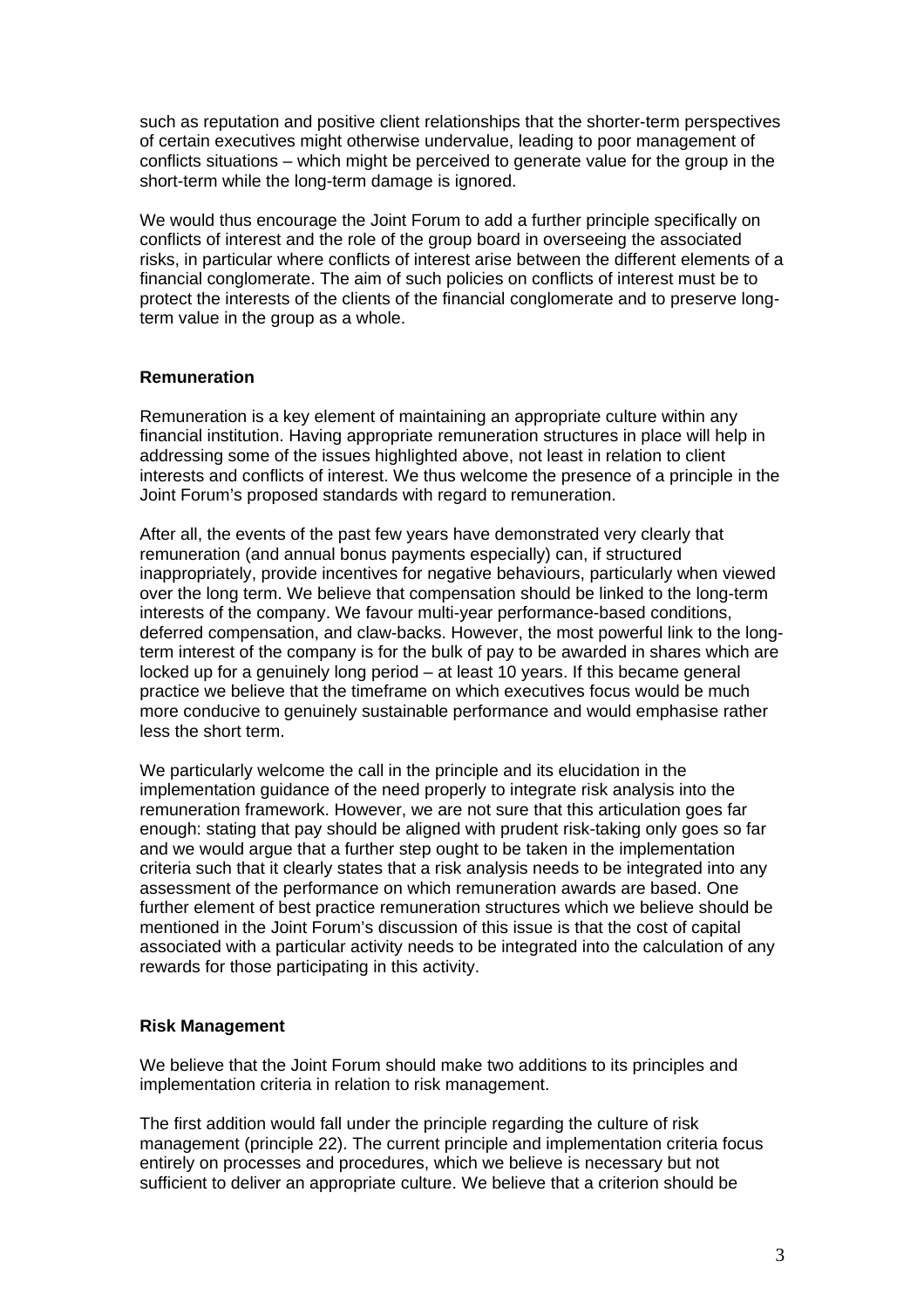such as reputation and positive client relationships that the shorter-term perspectives of certain executives might otherwise undervalue, leading to poor management of conflicts situations – which might be perceived to generate value for the group in the short-term while the long-term damage is ignored.

We would thus encourage the Joint Forum to add a further principle specifically on conflicts of interest and the role of the group board in overseeing the associated risks, in particular where conflicts of interest arise between the different elements of a financial conglomerate. The aim of such policies on conflicts of interest must be to protect the interests of the clients of the financial conglomerate and to preserve long-term value in the group as a whole.

**Remuneration**

Remuneration is a key element of maintaining an appropriate culture within any financial institution. Having appropriate remuneration structures in place will help in addressing some of the issues highlighted above, not least in relation to client interests and conflicts of interest. We thus welcome the presence of a principle in the Joint Forum's proposed standards with regard to remuneration.

After all, the events of the past few years have demonstrated very clearly that remuneration (and annual bonus payments especially) can, if structured inappropriately, provide incentives for negative behaviours, particularly when viewed over the long term. We believe that compensation should be linked to the long-term interests of the company. We favour multi-year performance-based conditions, deferred compensation, and claw-backs. However, the most powerful link to the long-term interest of the company is for the bulk of pay to be awarded in shares which are locked up for a genuinely long period – at least 10 years. If this became general practice we believe that the timeframe on which executives focus would be much more conducive to genuinely sustainable performance and would emphasise rather less the short term.

We particularly welcome the call in the principle and its elucidation in the implementation guidance of the need properly to integrate risk analysis into the remuneration framework. However, we are not sure that this articulation goes far enough: stating that pay should be aligned with prudent risk-taking only goes so far and we would argue that a further step ought to be taken in the implementation criteria such that it clearly states that a risk analysis needs to be integrated into any assessment of the performance on which remuneration awards are based. One further element of best practice remuneration structures which we believe should be mentioned in the Joint Forum's discussion of this issue is that the cost of capital associated with a particular activity needs to be integrated into the calculation of any rewards for those participating in this activity.

**Risk Management**

We believe that the Joint Forum should make two additions to its principles and implementation criteria in relation to risk management.

The first addition would fall under the principle regarding the culture of risk management (principle 22). The current principle and implementation criteria focus entirely on processes and procedures, which we believe is necessary but not sufficient to deliver an appropriate culture. We believe that a criterion should be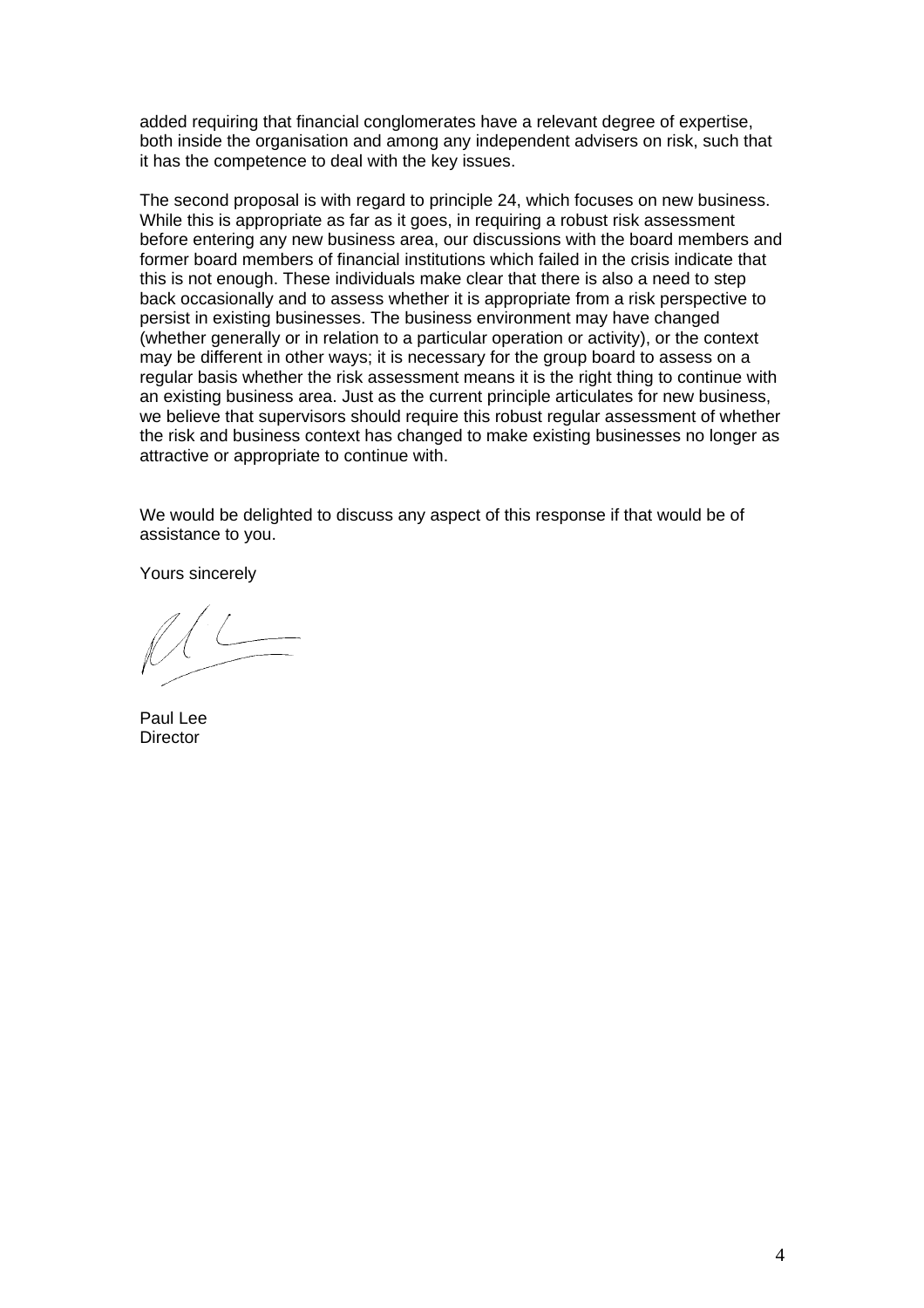added requiring that financial conglomerates have a relevant degree of expertise, both inside the organisation and among any independent advisers on risk, such that it has the competence to deal with the key issues.

The second proposal is with regard to principle 24, which focuses on new business. While this is appropriate as far as it goes, in requiring a robust risk assessment before entering any new business area, our discussions with the board members and former board members of financial institutions which failed in the crisis indicate that this is not enough. These individuals make clear that there is also a need to step back occasionally and to assess whether it is appropriate from a risk perspective to persist in existing businesses. The business environment may have changed (whether generally or in relation to a particular operation or activity), or the context may be different in other ways; it is necessary for the group board to assess on a regular basis whether the risk assessment means it is the right thing to continue with an existing business area. Just as the current principle articulates for new business, we believe that supervisors should require this robust regular assessment of whether the risk and business context has changed to make existing businesses no longer as attractive or appropriate to continue with.

We would be delighted to discuss any aspect of this response if that would be of assistance to you.

Yours sincerely

Paul Lee
Director